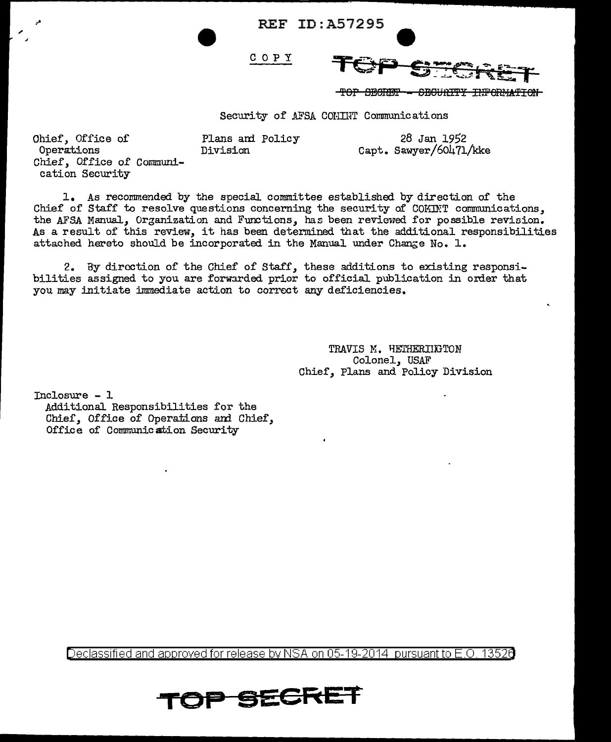REF ID:A57295

COPY

TOP SECRET

~~TOP SECRET - SECURITY INFORMATION~~

Security of AFSA COMINT Communications

Chief, Office of Operations
Chief, Office of Communication Security

Plans and Policy Division

28 Jan 1952
Capt. Sawyer/60471/kke

1. As recommended by the special committee established by direction of the Chief of Staff to resolve questions concerning the security of COMINT communications, the AFSA Manual, Organization and Functions, has been reviewed for possible revision. As a result of this review, it has been determined that the additional responsibilities attached hereto should be incorporated in the Manual under Change No. 1.

2. By direction of the Chief of Staff, these additions to existing responsibilities assigned to you are forwarded prior to official publication in order that you may initiate immediate action to correct any deficiencies.

TRAVIS M. HETHERINGTON
Colonel, USAF
Chief, Plans and Policy Division

Inclosure - 1
Additional Responsibilities for the Chief, Office of Operations and Chief, Office of Communication Security

Declassified and approved for release by NSA on 05-19-2014 pursuant to E.O. 13526

TOP SECRET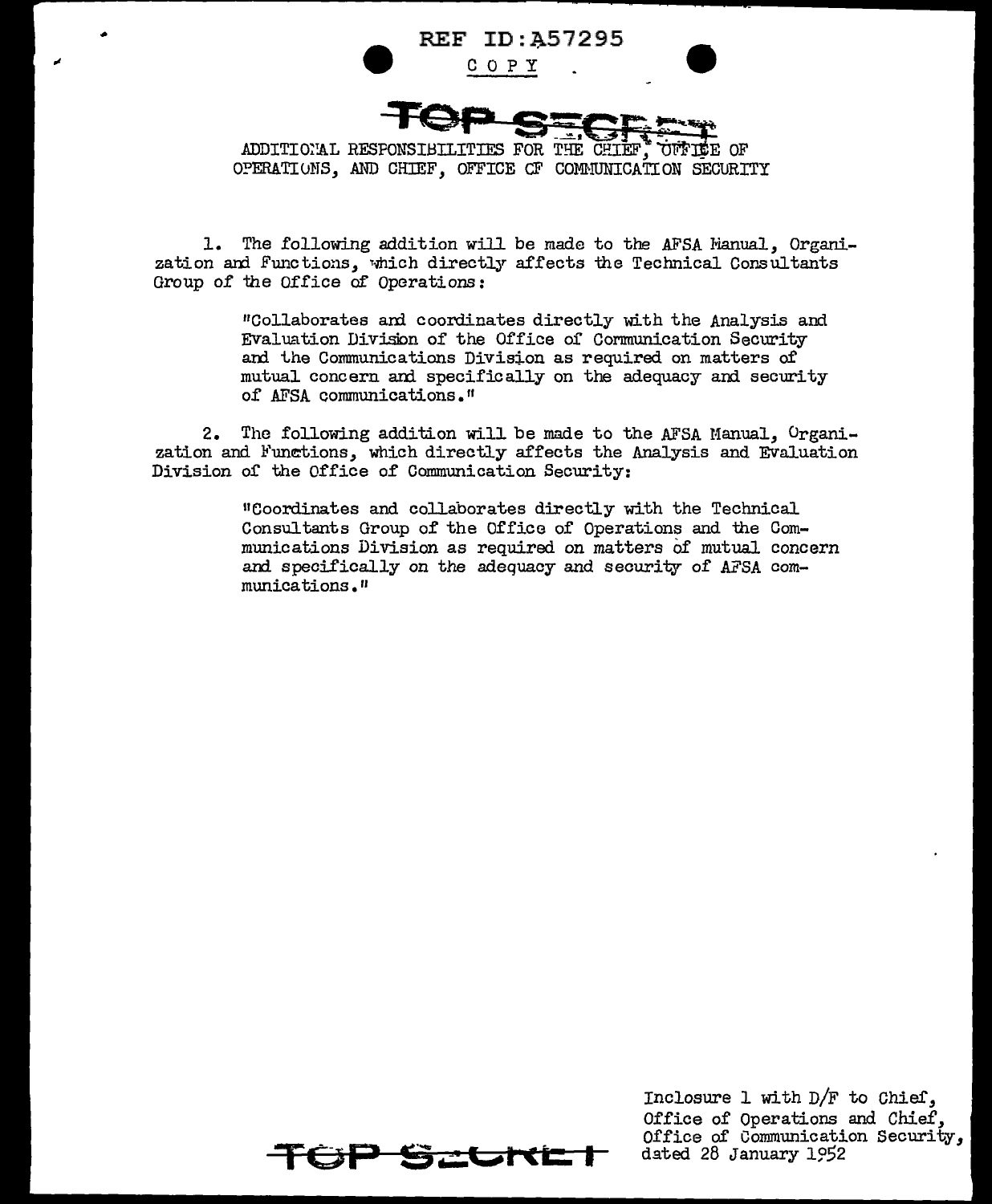REF ID:A57295

COPY

TOP SECRET

ADDITIONAL RESPONSIBILITIES FOR THE CHIEF, OFFICE OF OPERATIONS, AND CHIEF, OFFICE OF COMMUNICATION SECURITY

1. The following addition will be made to the AFSA Manual, Organization and Functions, which directly affects the Technical Consultants Group of the Office of Operations:

> "Collaborates and coordinates directly with the Analysis and Evaluation Division of the Office of Communication Security and the Communications Division as required on matters of mutual concern and specifically on the adequacy and security of AFSA communications."

2. The following addition will be made to the AFSA Manual, Organization and Functions, which directly affects the Analysis and Evaluation Division of the Office of Communication Security:

> "Coordinates and collaborates directly with the Technical Consultants Group of the Office of Operations and the Communications Division as required on matters of mutual concern and specifically on the adequacy and security of AFSA communications."

Inclosure 1 with D/F to Chief, Office of Operations and Chief, Office of Communication Security, dated 28 January 1952

TOP SECRET